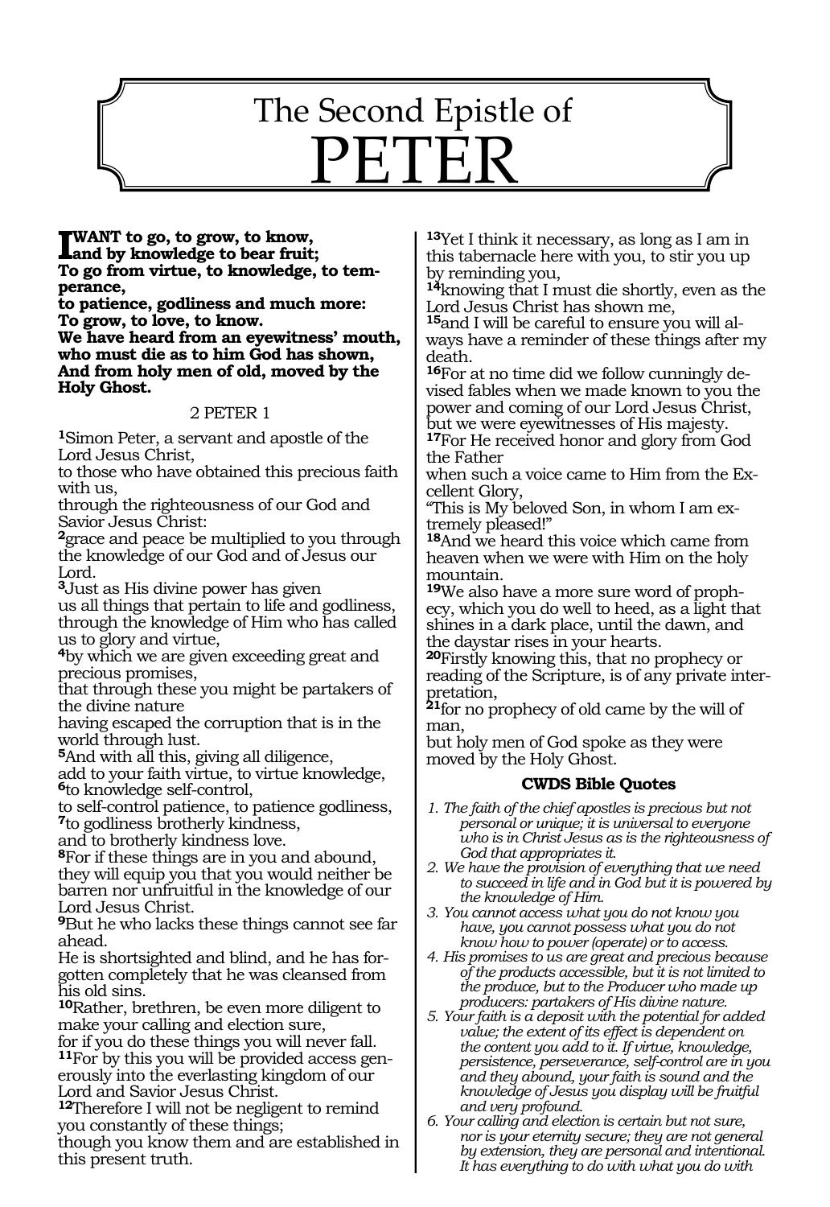# The Second Epistle of PETER

**I WANT to go, to grow, to know,**
**and by knowledge to bear fruit;**
**To go from virtue, to knowledge, to temperance,**
**to patience, godliness and much more:**
**To grow, to love, to know.**
**We have heard from an eyewitness' mouth,**
**who must die as to him God has shown,**
**And from holy men of old, moved by the Holy Ghost.**

## 2 PETER 1

**1**Simon Peter, a servant and apostle of the Lord Jesus Christ,
to those who have obtained this precious faith with us,
through the righteousness of our God and Savior Jesus Christ:
**2**grace and peace be multiplied to you through the knowledge of our God and of Jesus our Lord.
**3**Just as His divine power has given
us all things that pertain to life and godliness, through the knowledge of Him who has called us to glory and virtue,
**4**by which we are given exceeding great and precious promises,
that through these you might be partakers of the divine nature
having escaped the corruption that is in the world through lust.
**5**And with all this, giving all diligence,
add to your faith virtue, to virtue knowledge,
**6**to knowledge self-control,
to self-control patience, to patience godliness,
**7**to godliness brotherly kindness,
and to brotherly kindness love.
**8**For if these things are in you and abound, they will equip you that you would neither be barren nor unfruitful in the knowledge of our Lord Jesus Christ.
**9**But he who lacks these things cannot see far ahead.
He is shortsighted and blind, and he has forgotten completely that he was cleansed from his old sins.
**10**Rather, brethren, be even more diligent to make your calling and election sure,
for if you do these things you will never fall.
**11**For by this you will be provided access generously into the everlasting kingdom of our Lord and Savior Jesus Christ.
**12**Therefore I will not be negligent to remind you constantly of these things;
though you know them and are established in this present truth.
**13**Yet I think it necessary, as long as I am in this tabernacle here with you, to stir you up by reminding you,
**14**knowing that I must die shortly, even as the Lord Jesus Christ has shown me,
**15**and I will be careful to ensure you will always have a reminder of these things after my death.
**16**For at no time did we follow cunningly devised fables when we made known to you the power and coming of our Lord Jesus Christ,
but we were eyewitnesses of His majesty.
**17**For He received honor and glory from God the Father
when such a voice came to Him from the Excellent Glory,
"This is My beloved Son, in whom I am extremely pleased!"
**18**And we heard this voice which came from heaven when we were with Him on the holy mountain.
**19**We also have a more sure word of prophecy, which you do well to heed, as a light that shines in a dark place, until the dawn, and the daystar rises in your hearts.
**20**Firstly knowing this, that no prophecy or reading of the Scripture, is of any private interpretation,
**21**for no prophecy of old came by the will of man,
but holy men of God spoke as they were moved by the Holy Ghost.

### CWDS Bible Quotes

1. *The faith of the chief apostles is precious but not personal or unique; it is universal to everyone who is in Christ Jesus as is the righteousness of God that appropriates it.*
2. *We have the provision of everything that we need to succeed in life and in God but it is powered by the knowledge of Him.*
3. *You cannot access what you do not know you have, you cannot possess what you do not know how to power (operate) or to access.*
4. *His promises to us are great and precious because of the products accessible, but it is not limited to the produce, but to the Producer who made up producers: partakers of His divine nature.*
5. *Your faith is a deposit with the potential for added value; the extent of its effect is dependent on the content you add to it. If virtue, knowledge, persistence, perseverance, self-control are in you and they abound, your faith is sound and the knowledge of Jesus you display will be fruitful and very profound.*
6. *Your calling and election is certain but not sure, nor is your eternity secure; they are not general by extension, they are personal and intentional. It has everything to do with what you do with*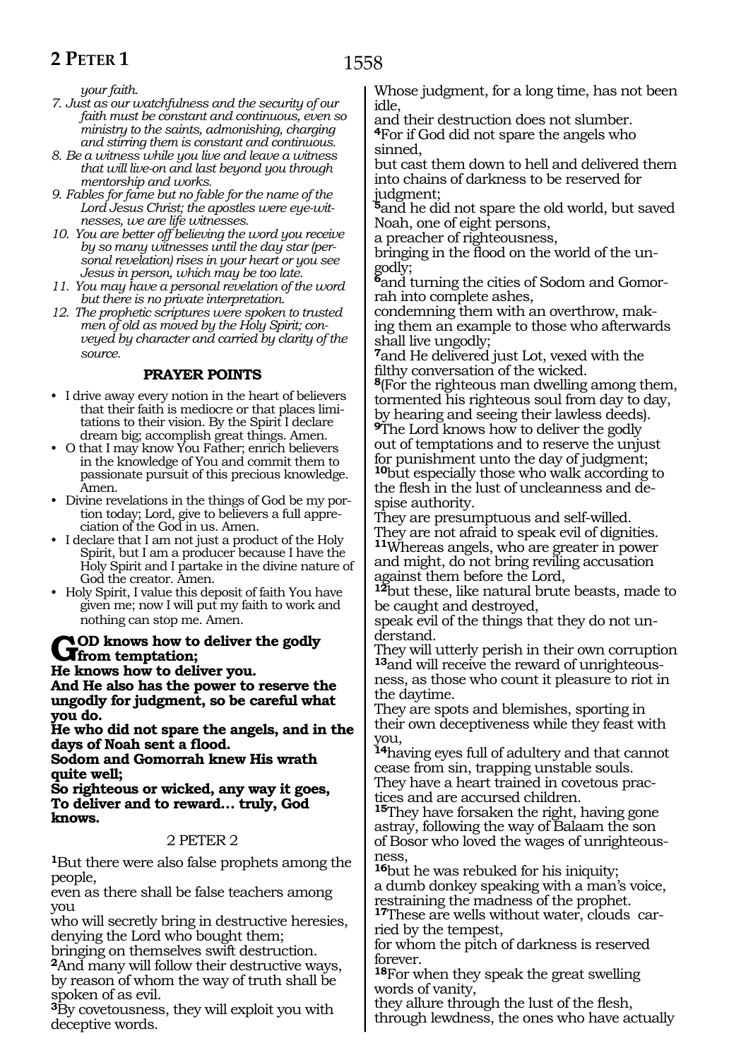*your faith.*

7. *Just as our watchfulness and the security of our faith must be constant and continuous, even so ministry to the saints, admonishing, charging and stirring them is constant and continuous.*
8. *Be a witness while you live and leave a witness that will live-on and last beyond you through mentorship and works.*
9. *Fables for fame but no fable for the name of the Lord Jesus Christ; the apostles were eye-witnesses, we are life witnesses.*
10. *You are better off believing the word you receive by so many witnesses until the day star (personal revelation) rises in your heart or you see Jesus in person, which may be too late.*
11. *You may have a personal revelation of the word but there is no private interpretation.*
12. *The prophetic scriptures were spoken to trusted men of old as moved by the Holy Spirit; conveyed by character and carried by clarity of the source.*

### PRAYER POINTS

- I drive away every notion in the heart of believers that their faith is mediocre or that places limitations to their vision. By the Spirit I declare dream big; accomplish great things. Amen.
- O that I may know You Father; enrich believers in the knowledge of You and commit them to passionate pursuit of this precious knowledge. Amen.
- Divine revelations in the things of God be my portion today; Lord, give to believers a full appreciation of the God in us. Amen.
- I declare that I am not just a product of the Holy Spirit, but I am a producer because I have the Holy Spirit and I partake in the divine nature of God the creator. Amen.
- Holy Spirit, I value this deposit of faith You have given me; now I will put my faith to work and nothing can stop me. Amen.

**GOD knows how to deliver the godly from temptation;**
**He knows how to deliver you.**
**And He also has the power to reserve the ungodly for judgment, so be careful what you do.**
**He who did not spare the angels, and in the days of Noah sent a flood.**
**Sodom and Gomorrah knew His wrath quite well;**
**So righteous or wicked, any way it goes,**
**To deliver and to reward… truly, God knows.**

## 2 PETER 2

[1]But there were also false prophets among the people,
even as there shall be false teachers among you
who will secretly bring in destructive heresies, denying the Lord who bought them;
bringing on themselves swift destruction.
[2]And many will follow their destructive ways, by reason of whom the way of truth shall be spoken of as evil.
[3]By covetousness, they will exploit you with deceptive words.
Whose judgment, for a long time, has not been idle,
and their destruction does not slumber.
[4]For if God did not spare the angels who sinned,
but cast them down to hell and delivered them into chains of darkness to be reserved for judgment;
[5]and he did not spare the old world, but saved Noah, one of eight persons,
a preacher of righteousness,
bringing in the flood on the world of the ungodly;
[6]and turning the cities of Sodom and Gomorrah into complete ashes,
condemning them with an overthrow, making them an example to those who afterwards shall live ungodly;
[7]and He delivered just Lot, vexed with the filthy conversation of the wicked.
[8](For the righteous man dwelling among them, tormented his righteous soul from day to day, by hearing and seeing their lawless deeds).
[9]The Lord knows how to deliver the godly out of temptations and to reserve the unjust for punishment unto the day of judgment;
[10]but especially those who walk according to the flesh in the lust of uncleanness and despise authority.
They are presumptuous and self-willed.
They are not afraid to speak evil of dignities.
[11]Whereas angels, who are greater in power and might, do not bring reviling accusation against them before the Lord,
[12]but these, like natural brute beasts, made to be caught and destroyed,
speak evil of the things that they do not understand.
They will utterly perish in their own corruption
[13]and will receive the reward of unrighteousness, as those who count it pleasure to riot in the daytime.
They are spots and blemishes, sporting in their own deceptiveness while they feast with you,
[14]having eyes full of adultery and that cannot cease from sin, trapping unstable souls.
They have a heart trained in covetous practices and are accursed children.
[15]They have forsaken the right, having gone astray, following the way of Balaam the son of Bosor who loved the wages of unrighteousness,
[16]but he was rebuked for his iniquity;
a dumb donkey speaking with a man's voice, restraining the madness of the prophet.
[17]These are wells without water, clouds carried by the tempest,
for whom the pitch of darkness is reserved forever.
[18]For when they speak the great swelling words of vanity,
they allure through the lust of the flesh, through lewdness, the ones who have actually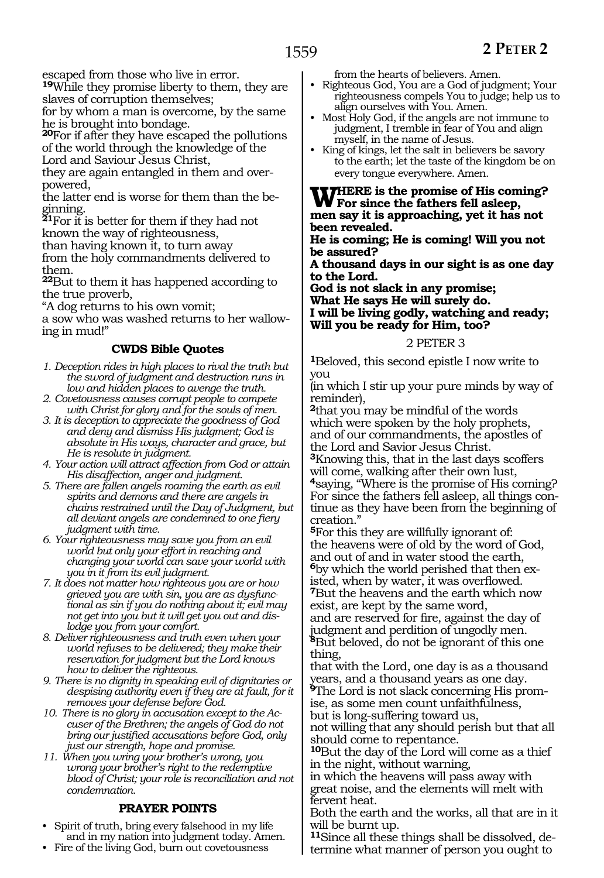escaped from those who live in error.

**19**While they promise liberty to them, they are slaves of corruption themselves;
for by whom a man is overcome, by the same he is brought into bondage.

**20**For if after they have escaped the pollutions of the world through the knowledge of the Lord and Saviour Jesus Christ,
they are again entangled in them and overpowered,
the latter end is worse for them than the beginning.

**21**For it is better for them if they had not known the way of righteousness,
than having known it, to turn away
from the holy commandments delivered to them.

**22**But to them it has happened according to the true proverb,
"A dog returns to his own vomit;
a sow who was washed returns to her wallowing in mud!"

### CWDS Bible Quotes

1. *Deception rides in high places to rival the truth but the sword of judgment and destruction runs in low and hidden places to avenge the truth.*
2. *Covetousness causes corrupt people to compete with Christ for glory and for the souls of men.*
3. *It is deception to appreciate the goodness of God and deny and dismiss His judgment; God is absolute in His ways, character and grace, but He is resolute in judgment.*
4. *Your action will attract affection from God or attain His disaffection, anger and judgment.*
5. *There are fallen angels roaming the earth as evil spirits and demons and there are angels in chains restrained until the Day of Judgment, but all deviant angels are condemned to one fiery judgment with time.*
6. *Your righteousness may save you from an evil world but only your effort in reaching and changing your world can save your world with you in it from its evil judgment.*
7. *It does not matter how righteous you are or how grieved you are with sin, you are as dysfunctional as sin if you do nothing about it; evil may not get into you but it will get you out and dislodge you from your comfort.*
8. *Deliver righteousness and truth even when your world refuses to be delivered; they make their reservation for judgment but the Lord knows how to deliver the righteous.*
9. *There is no dignity in speaking evil of dignitaries or despising authority even if they are at fault, for it removes your defense before God.*
10. *There is no glory in accusation except to the Accuser of the Brethren; the angels of God do not bring our justified accusations before God, only just our strength, hope and promise.*
11. *When you wring your brother's wrong, you wrong your brother's right to the redemptive blood of Christ; your role is reconciliation and not condemnation.*

### PRAYER POINTS

- Spirit of truth, bring every falsehood in my life and in my nation into judgment today. Amen.
- Fire of the living God, burn out covetousness from the hearts of believers. Amen.
- Righteous God, You are a God of judgment; Your righteousness compels You to judge; help us to align ourselves with You. Amen.
- Most Holy God, if the angels are not immune to judgment, I tremble in fear of You and align myself, in the name of Jesus.
- King of kings, let the salt in believers be savory to the earth; let the taste of the kingdom be on every tongue everywhere. Amen.

**WHERE is the promise of His coming?**
**For since the fathers fell asleep,**
**men say it is approaching, yet it has not been revealed.**
**He is coming; He is coming! Will you not be assured?**
**A thousand days in our sight is as one day to the Lord.**
**God is not slack in any promise;**
**What He says He will surely do.**
**I will be living godly, watching and ready;**
**Will you be ready for Him, too?**

## 2 PETER 3

**1**Beloved, this second epistle I now write to you
(in which I stir up your pure minds by way of reminder),

**2**that you may be mindful of the words which were spoken by the holy prophets,
and of our commandments, the apostles of the Lord and Savior Jesus Christ.

**3**Knowing this, that in the last days scoffers will come, walking after their own lust,

**4**saying, "Where is the promise of His coming? For since the fathers fell asleep, all things continue as they have been from the beginning of creation."

**5**For this they are willfully ignorant of:
the heavens were of old by the word of God,
and out of and in water stood the earth,

**6**by which the world perished that then existed, when by water, it was overflowed.

**7**But the heavens and the earth which now exist, are kept by the same word,
and are reserved for fire, against the day of judgment and perdition of ungodly men.

**8**But beloved, do not be ignorant of this one thing,
that with the Lord, one day is as a thousand years, and a thousand years as one day.

**9**The Lord is not slack concerning His promise, as some men count unfaithfulness,
but is long-suffering toward us,
not willing that any should perish but that all should come to repentance.

**10**But the day of the Lord will come as a thief in the night, without warning,
in which the heavens will pass away with great noise, and the elements will melt with fervent heat.
Both the earth and the works, all that are in it will be burnt up.

**11**Since all these things shall be dissolved, determine what manner of person you ought to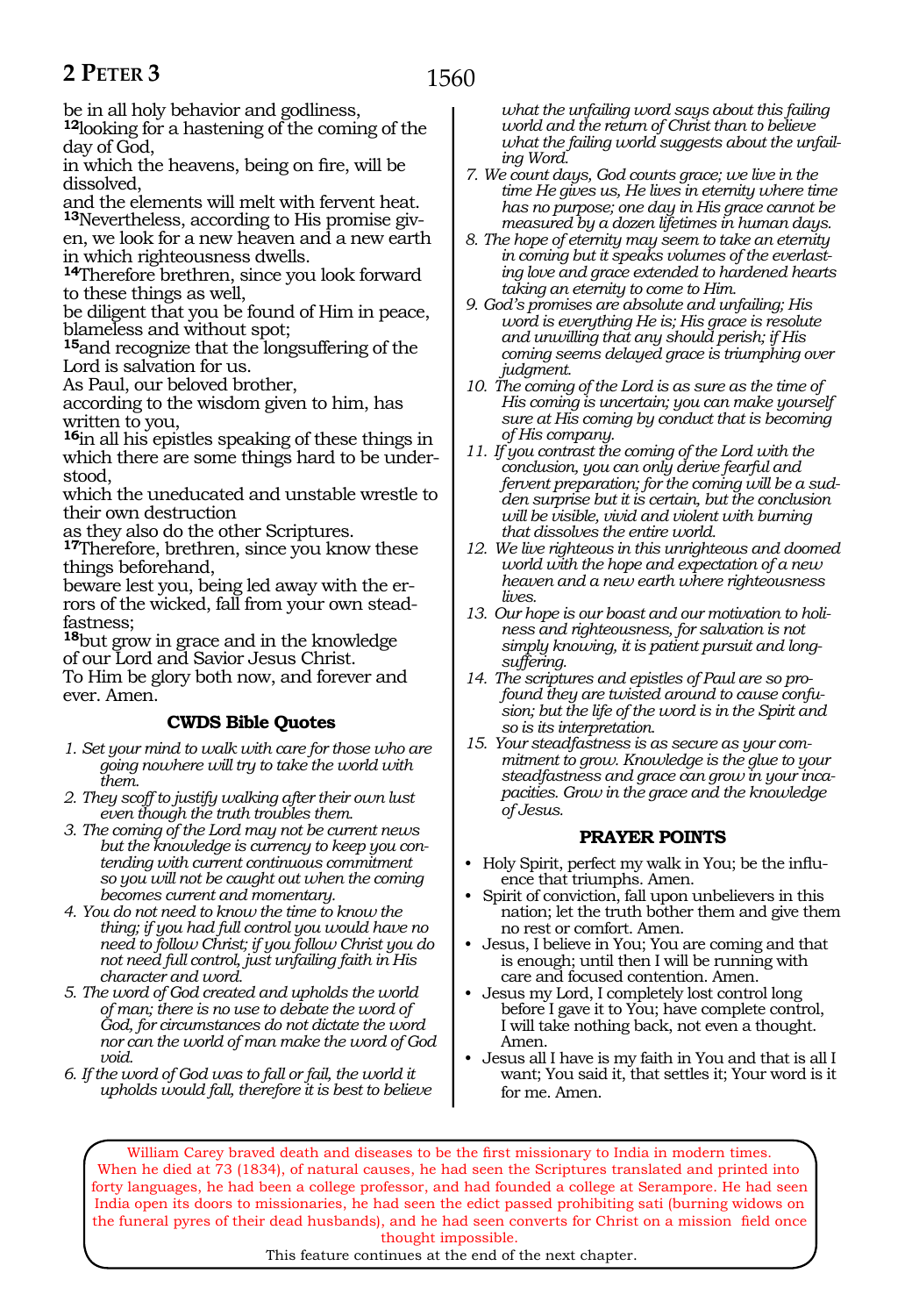be in all holy behavior and godliness,
[12]looking for a hastening of the coming of the day of God,
in which the heavens, being on fire, will be dissolved,
and the elements will melt with fervent heat.
[13]Nevertheless, according to His promise given, we look for a new heaven and a new earth in which righteousness dwells.
[14]Therefore brethren, since you look forward to these things as well,
be diligent that you be found of Him in peace, blameless and without spot;
[15]and recognize that the longsuffering of the Lord is salvation for us.
As Paul, our beloved brother,
according to the wisdom given to him, has written to you,
[16]in all his epistles speaking of these things in which there are some things hard to be understood,
which the uneducated and unstable wrestle to their own destruction
as they also do the other Scriptures.
[17]Therefore, brethren, since you know these things beforehand,
beware lest you, being led away with the errors of the wicked, fall from your own steadfastness;
[18]but grow in grace and in the knowledge of our Lord and Savior Jesus Christ.
To Him be glory both now, and forever and ever. Amen.

### CWDS Bible Quotes

1. *Set your mind to walk with care for those who are going nowhere will try to take the world with them.*
2. *They scoff to justify walking after their own lust even though the truth troubles them.*
3. *The coming of the Lord may not be current news but the knowledge is currency to keep you contending with current continuous commitment so you will not be caught out when the coming becomes current and momentary.*
4. *You do not need to know the time to know the thing; if you had full control you would have no need to follow Christ; if you follow Christ you do not need full control, just unfailing faith in His character and word.*
5. *The word of God created and upholds the world of man; there is no use to debate the word of God, for circumstances do not dictate the word nor can the world of man make the word of God void.*
6. *If the word of God was to fall or fail, the world it upholds would fall, therefore it is best to believe what the unfailing word says about this failing world and the return of Christ than to believe what the failing world suggests about the unfailing Word.*
7. *We count days, God counts grace; we live in the time He gives us, He lives in eternity where time has no purpose; one day in His grace cannot be measured by a dozen lifetimes in human days.*
8. *The hope of eternity may seem to take an eternity in coming but it speaks volumes of the everlasting love and grace extended to hardened hearts taking an eternity to come to Him.*
9. *God's promises are absolute and unfailing; His word is everything He is; His grace is resolute and unwilling that any should perish; if His coming seems delayed grace is triumphing over judgment.*
10. *The coming of the Lord is as sure as the time of His coming is uncertain; you can make yourself sure at His coming by conduct that is becoming of His company.*
11. *If you contrast the coming of the Lord with the conclusion, you can only derive fearful and fervent preparation; for the coming will be a sudden surprise but it is certain, but the conclusion will be visible, vivid and violent with burning that dissolves the entire world.*
12. *We live righteous in this unrighteous and doomed world with the hope and expectation of a new heaven and a new earth where righteousness lives.*
13. *Our hope is our boast and our motivation to holiness and righteousness, for salvation is not simply knowing, it is patient pursuit and longsuffering.*
14. *The scriptures and epistles of Paul are so profound they are twisted around to cause confusion; but the life of the word is in the Spirit and so is its interpretation.*
15. *Your steadfastness is as secure as your commitment to grow. Knowledge is the glue to your steadfastness and grace can grow in your incapacities. Grow in the grace and the knowledge of Jesus.*

### PRAYER POINTS

- Holy Spirit, perfect my walk in You; be the influence that triumphs. Amen.
- Spirit of conviction, fall upon unbelievers in this nation; let the truth bother them and give them no rest or comfort. Amen.
- Jesus, I believe in You; You are coming and that is enough; until then I will be running with care and focused contention. Amen.
- Jesus my Lord, I completely lost control long before I gave it to You; have complete control, I will take nothing back, not even a thought. Amen.
- Jesus all I have is my faith in You and that is all I want; You said it, that settles it; Your word is it for me. Amen.

William Carey braved death and diseases to be the first missionary to India in modern times. When he died at 73 (1834), of natural causes, he had seen the Scriptures translated and printed into forty languages, he had been a college professor, and had founded a college at Serampore. He had seen India open its doors to missionaries, he had seen the edict passed prohibiting sati (burning widows on the funeral pyres of their dead husbands), and he had seen converts for Christ on a mission field once thought impossible.
This feature continues at the end of the next chapter.